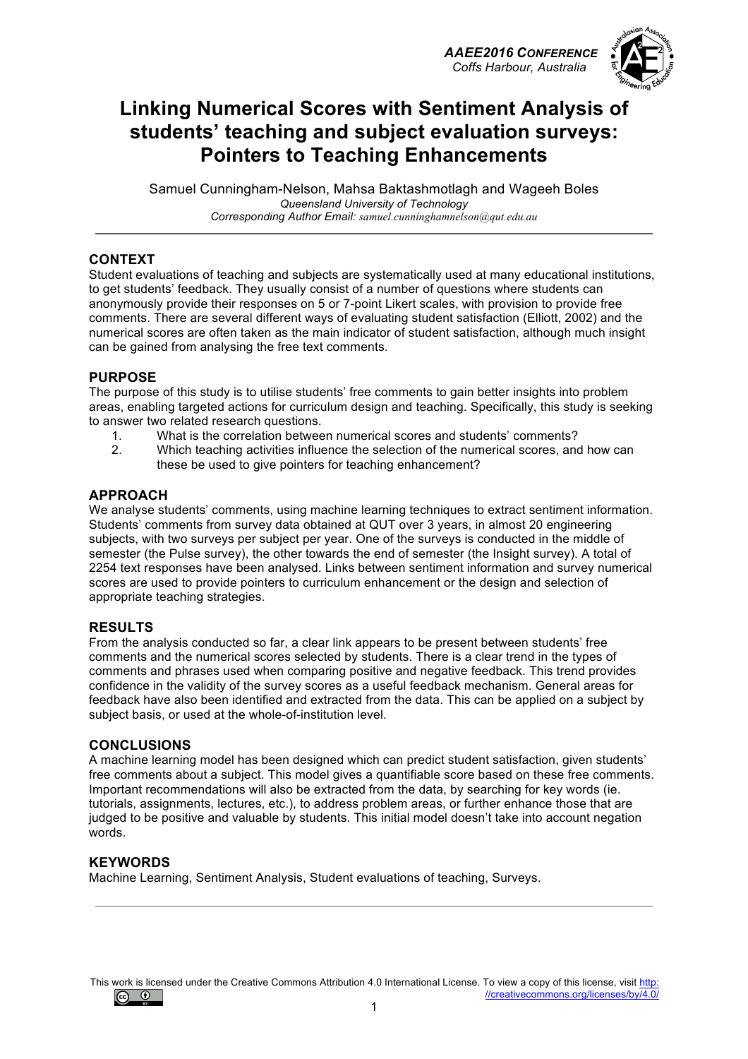# Linking Numerical Scores with Sentiment Analysis of students' teaching and subject evaluation surveys: Pointers to Teaching Enhancements

Samuel Cunningham-Nelson, Mahsa Baktashmotlagh and Wageeh Boles
*Queensland University of Technology*
*Corresponding Author Email: samuel.cunninghamnelson@qut.edu.au*

## CONTEXT

Student evaluations of teaching and subjects are systematically used at many educational institutions, to get students' feedback. They usually consist of a number of questions where students can anonymously provide their responses on 5 or 7-point Likert scales, with provision to provide free comments. There are several different ways of evaluating student satisfaction (Elliott, 2002) and the numerical scores are often taken as the main indicator of student satisfaction, although much insight can be gained from analysing the free text comments.

## PURPOSE

The purpose of this study is to utilise students' free comments to gain better insights into problem areas, enabling targeted actions for curriculum design and teaching. Specifically, this study is seeking to answer two related research questions.

1. What is the correlation between numerical scores and students' comments?
2. Which teaching activities influence the selection of the numerical scores, and how can these be used to give pointers for teaching enhancement?

## APPROACH

We analyse students' comments, using machine learning techniques to extract sentiment information. Students' comments from survey data obtained at QUT over 3 years, in almost 20 engineering subjects, with two surveys per subject per year. One of the surveys is conducted in the middle of semester (the Pulse survey), the other towards the end of semester (the Insight survey). A total of 2254 text responses have been analysed. Links between sentiment information and survey numerical scores are used to provide pointers to curriculum enhancement or the design and selection of appropriate teaching strategies.

## RESULTS

From the analysis conducted so far, a clear link appears to be present between students' free comments and the numerical scores selected by students. There is a clear trend in the types of comments and phrases used when comparing positive and negative feedback. This trend provides confidence in the validity of the survey scores as a useful feedback mechanism. General areas for feedback have also been identified and extracted from the data. This can be applied on a subject by subject basis, or used at the whole-of-institution level.

## CONCLUSIONS

A machine learning model has been designed which can predict student satisfaction, given students' free comments about a subject. This model gives a quantifiable score based on these free comments. Important recommendations will also be extracted from the data, by searching for key words (ie. tutorials, assignments, lectures, etc.), to address problem areas, or further enhance those that are judged to be positive and valuable by students. This initial model doesn't take into account negation words.

## KEYWORDS

Machine Learning, Sentiment Analysis, Student evaluations of teaching, Surveys.

This work is licensed under the Creative Commons Attribution 4.0 International License. To view a copy of this license, visit http://creativecommons.org/licenses/by/4.0/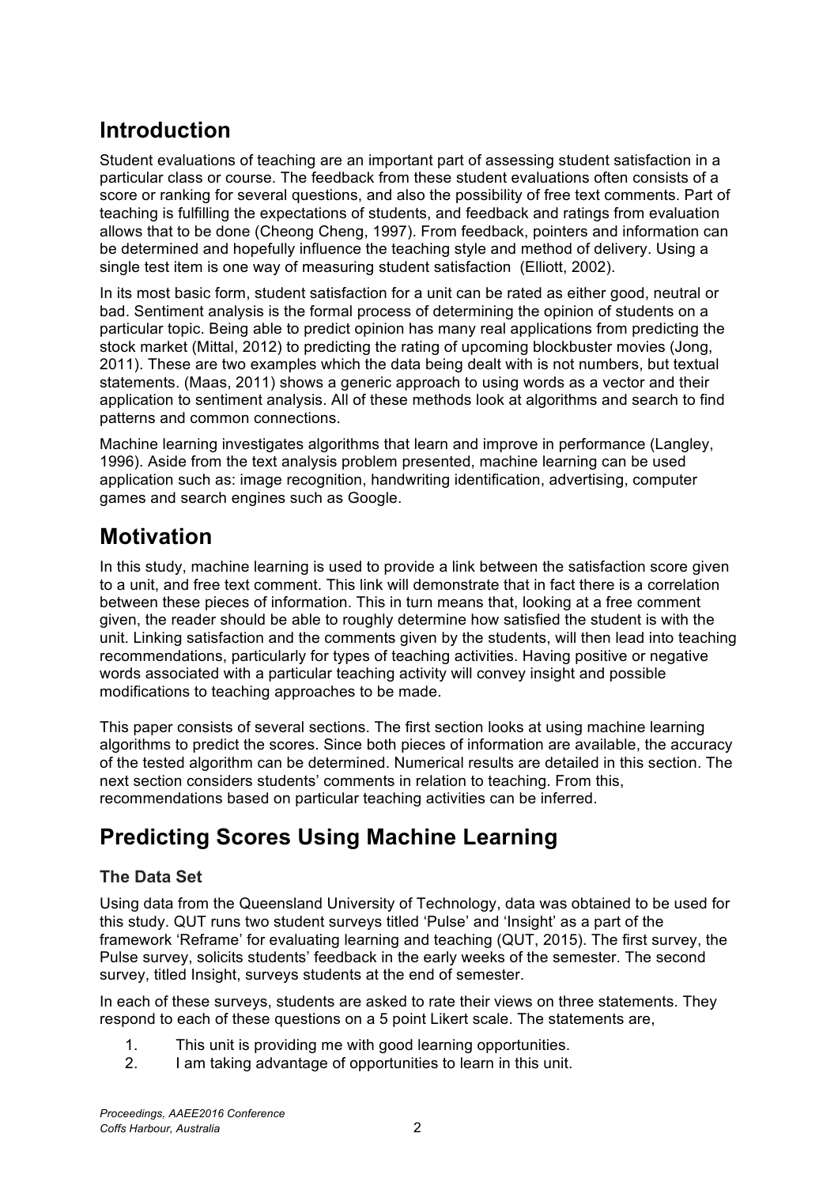## Introduction

Student evaluations of teaching are an important part of assessing student satisfaction in a particular class or course. The feedback from these student evaluations often consists of a score or ranking for several questions, and also the possibility of free text comments. Part of teaching is fulfilling the expectations of students, and feedback and ratings from evaluation allows that to be done (Cheong Cheng, 1997). From feedback, pointers and information can be determined and hopefully influence the teaching style and method of delivery. Using a single test item is one way of measuring student satisfaction (Elliott, 2002).

In its most basic form, student satisfaction for a unit can be rated as either good, neutral or bad. Sentiment analysis is the formal process of determining the opinion of students on a particular topic. Being able to predict opinion has many real applications from predicting the stock market (Mittal, 2012) to predicting the rating of upcoming blockbuster movies (Jong, 2011). These are two examples which the data being dealt with is not numbers, but textual statements. (Maas, 2011) shows a generic approach to using words as a vector and their application to sentiment analysis. All of these methods look at algorithms and search to find patterns and common connections.

Machine learning investigates algorithms that learn and improve in performance (Langley, 1996). Aside from the text analysis problem presented, machine learning can be used application such as: image recognition, handwriting identification, advertising, computer games and search engines such as Google.

## Motivation

In this study, machine learning is used to provide a link between the satisfaction score given to a unit, and free text comment. This link will demonstrate that in fact there is a correlation between these pieces of information. This in turn means that, looking at a free comment given, the reader should be able to roughly determine how satisfied the student is with the unit. Linking satisfaction and the comments given by the students, will then lead into teaching recommendations, particularly for types of teaching activities. Having positive or negative words associated with a particular teaching activity will convey insight and possible modifications to teaching approaches to be made.

This paper consists of several sections. The first section looks at using machine learning algorithms to predict the scores. Since both pieces of information are available, the accuracy of the tested algorithm can be determined. Numerical results are detailed in this section. The next section considers students' comments in relation to teaching. From this, recommendations based on particular teaching activities can be inferred.

## Predicting Scores Using Machine Learning

### The Data Set

Using data from the Queensland University of Technology, data was obtained to be used for this study. QUT runs two student surveys titled 'Pulse' and 'Insight' as a part of the framework 'Reframe' for evaluating learning and teaching (QUT, 2015). The first survey, the Pulse survey, solicits students' feedback in the early weeks of the semester. The second survey, titled Insight, surveys students at the end of semester.

In each of these surveys, students are asked to rate their views on three statements. They respond to each of these questions on a 5 point Likert scale. The statements are,

1. This unit is providing me with good learning opportunities.
2. I am taking advantage of opportunities to learn in this unit.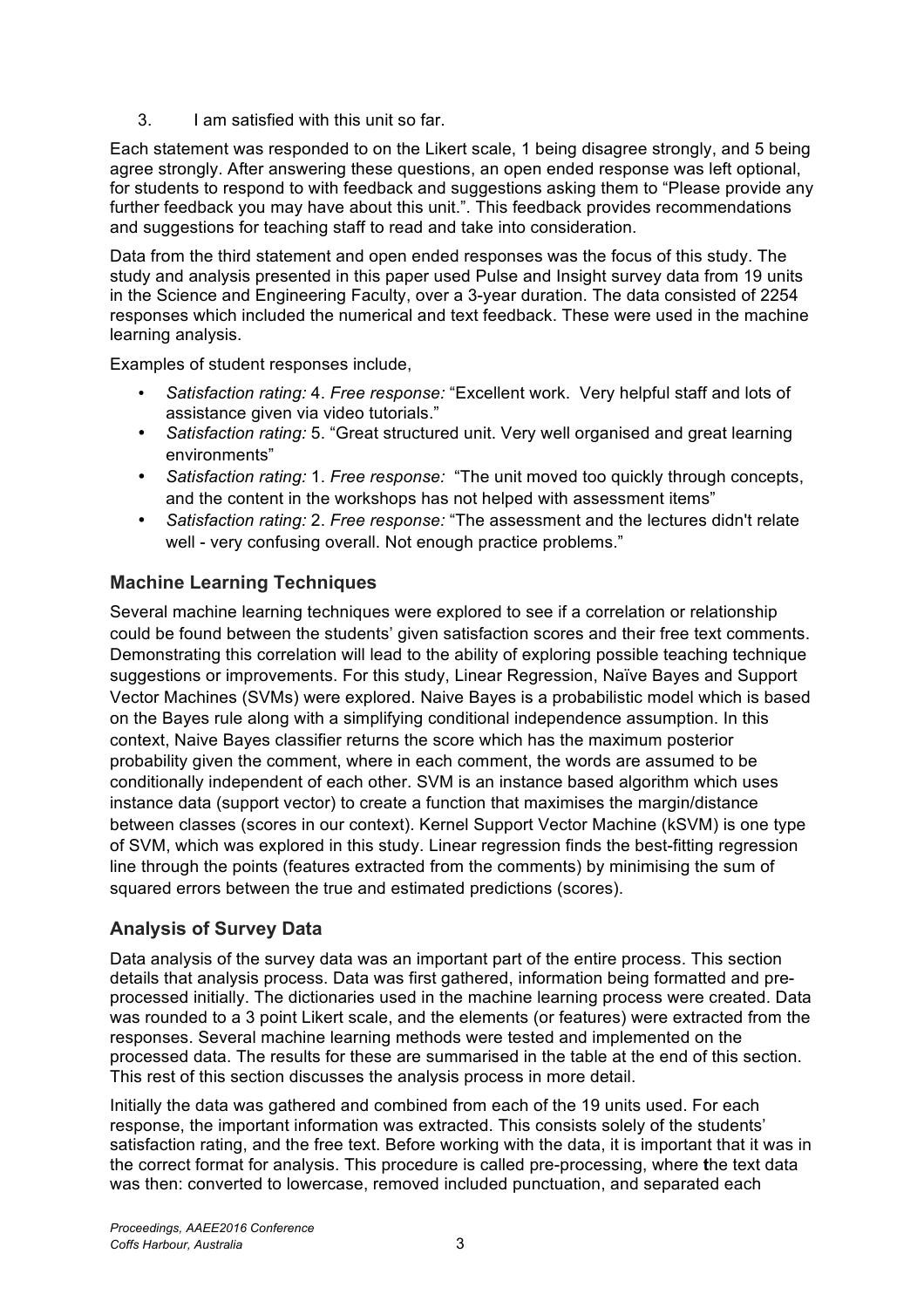3. I am satisfied with this unit so far.

Each statement was responded to on the Likert scale, 1 being disagree strongly, and 5 being agree strongly. After answering these questions, an open ended response was left optional, for students to respond to with feedback and suggestions asking them to "Please provide any further feedback you may have about this unit.". This feedback provides recommendations and suggestions for teaching staff to read and take into consideration.

Data from the third statement and open ended responses was the focus of this study. The study and analysis presented in this paper used Pulse and Insight survey data from 19 units in the Science and Engineering Faculty, over a 3-year duration. The data consisted of 2254 responses which included the numerical and text feedback. These were used in the machine learning analysis.

Examples of student responses include,

- *Satisfaction rating:* 4. *Free response:* "Excellent work. Very helpful staff and lots of assistance given via video tutorials."
- *Satisfaction rating:* 5. "Great structured unit. Very well organised and great learning environments"
- *Satisfaction rating:* 1. *Free response:* "The unit moved too quickly through concepts, and the content in the workshops has not helped with assessment items"
- *Satisfaction rating:* 2. *Free response:* "The assessment and the lectures didn't relate well - very confusing overall. Not enough practice problems."

## Machine Learning Techniques

Several machine learning techniques were explored to see if a correlation or relationship could be found between the students' given satisfaction scores and their free text comments. Demonstrating this correlation will lead to the ability of exploring possible teaching technique suggestions or improvements. For this study, Linear Regression, Naïve Bayes and Support Vector Machines (SVMs) were explored. Naive Bayes is a probabilistic model which is based on the Bayes rule along with a simplifying conditional independence assumption. In this context, Naive Bayes classifier returns the score which has the maximum posterior probability given the comment, where in each comment, the words are assumed to be conditionally independent of each other. SVM is an instance based algorithm which uses instance data (support vector) to create a function that maximises the margin/distance between classes (scores in our context). Kernel Support Vector Machine (kSVM) is one type of SVM, which was explored in this study. Linear regression finds the best-fitting regression line through the points (features extracted from the comments) by minimising the sum of squared errors between the true and estimated predictions (scores).

## Analysis of Survey Data

Data analysis of the survey data was an important part of the entire process. This section details that analysis process. Data was first gathered, information being formatted and pre-processed initially. The dictionaries used in the machine learning process were created. Data was rounded to a 3 point Likert scale, and the elements (or features) were extracted from the responses. Several machine learning methods were tested and implemented on the processed data. The results for these are summarised in the table at the end of this section. This rest of this section discusses the analysis process in more detail.

Initially the data was gathered and combined from each of the 19 units used. For each response, the important information was extracted. This consists solely of the students' satisfaction rating, and the free text. Before working with the data, it is important that it was in the correct format for analysis. This procedure is called pre-processing, where the text data was then: converted to lowercase, removed included punctuation, and separated each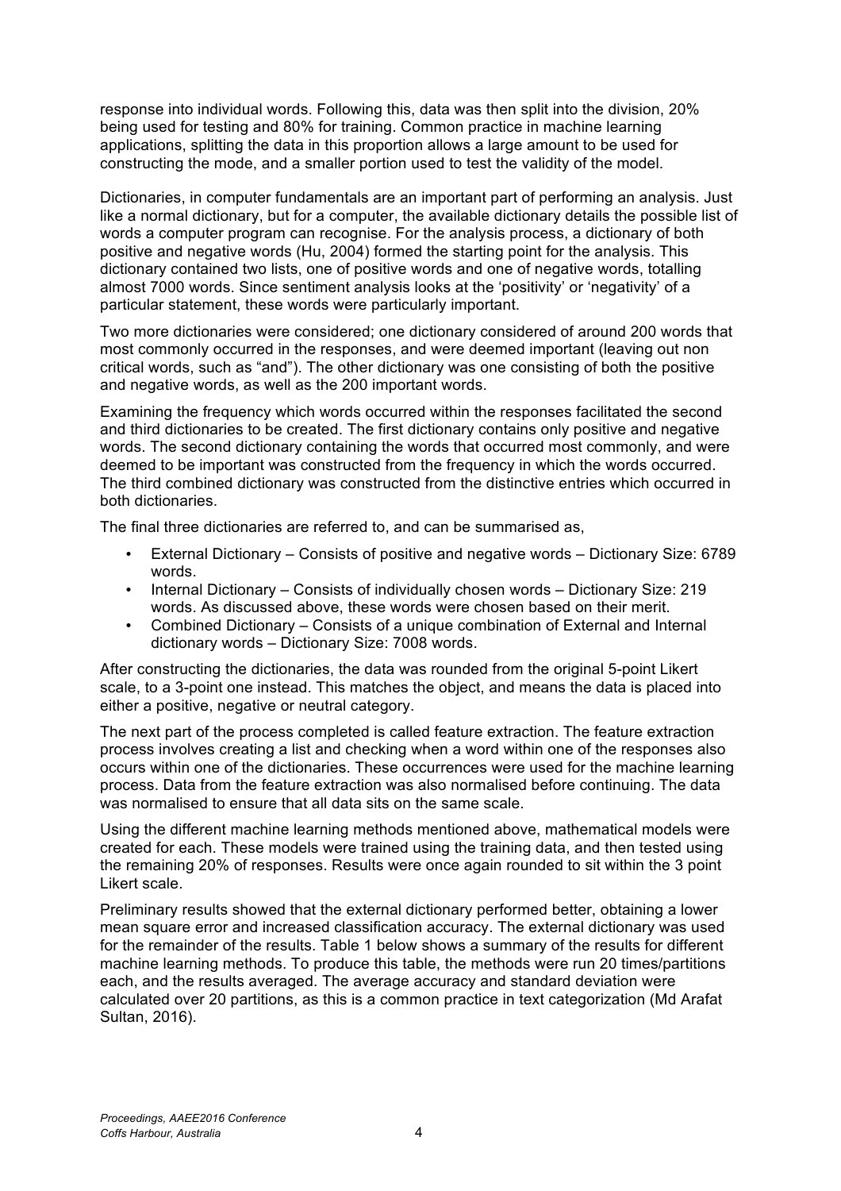response into individual words. Following this, data was then split into the division, 20% being used for testing and 80% for training. Common practice in machine learning applications, splitting the data in this proportion allows a large amount to be used for constructing the mode, and a smaller portion used to test the validity of the model.

Dictionaries, in computer fundamentals are an important part of performing an analysis. Just like a normal dictionary, but for a computer, the available dictionary details the possible list of words a computer program can recognise. For the analysis process, a dictionary of both positive and negative words (Hu, 2004) formed the starting point for the analysis. This dictionary contained two lists, one of positive words and one of negative words, totalling almost 7000 words. Since sentiment analysis looks at the 'positivity' or 'negativity' of a particular statement, these words were particularly important.

Two more dictionaries were considered; one dictionary considered of around 200 words that most commonly occurred in the responses, and were deemed important (leaving out non critical words, such as "and"). The other dictionary was one consisting of both the positive and negative words, as well as the 200 important words.

Examining the frequency which words occurred within the responses facilitated the second and third dictionaries to be created. The first dictionary contains only positive and negative words. The second dictionary containing the words that occurred most commonly, and were deemed to be important was constructed from the frequency in which the words occurred. The third combined dictionary was constructed from the distinctive entries which occurred in both dictionaries.

The final three dictionaries are referred to, and can be summarised as,

- External Dictionary – Consists of positive and negative words – Dictionary Size: 6789 words.
- Internal Dictionary – Consists of individually chosen words – Dictionary Size: 219 words. As discussed above, these words were chosen based on their merit.
- Combined Dictionary – Consists of a unique combination of External and Internal dictionary words – Dictionary Size: 7008 words.

After constructing the dictionaries, the data was rounded from the original 5-point Likert scale, to a 3-point one instead. This matches the object, and means the data is placed into either a positive, negative or neutral category.

The next part of the process completed is called feature extraction. The feature extraction process involves creating a list and checking when a word within one of the responses also occurs within one of the dictionaries. These occurrences were used for the machine learning process. Data from the feature extraction was also normalised before continuing. The data was normalised to ensure that all data sits on the same scale.

Using the different machine learning methods mentioned above, mathematical models were created for each. These models were trained using the training data, and then tested using the remaining 20% of responses. Results were once again rounded to sit within the 3 point Likert scale.

Preliminary results showed that the external dictionary performed better, obtaining a lower mean square error and increased classification accuracy. The external dictionary was used for the remainder of the results. Table 1 below shows a summary of the results for different machine learning methods. To produce this table, the methods were run 20 times/partitions each, and the results averaged. The average accuracy and standard deviation were calculated over 20 partitions, as this is a common practice in text categorization (Md Arafat Sultan, 2016).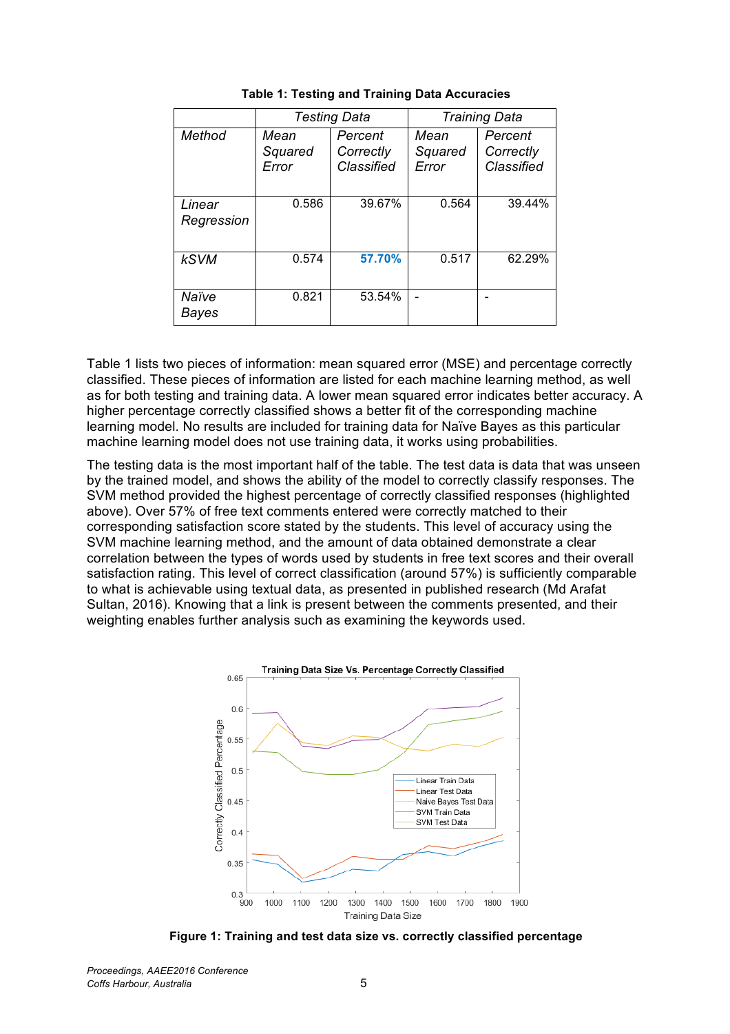**Table 1: Testing and Training Data Accuracies**

| | *Testing Data* | | *Training Data* | |
|---|---|---|---|---|
| *Method* | *Mean Squared Error* | *Percent Correctly Classified* | *Mean Squared Error* | *Percent Correctly Classified* |
| *Linear Regression* | 0.586 | 39.67% | 0.564 | 39.44% |
| *kSVM* | 0.574 | **57.70%** | 0.517 | 62.29% |
| *Naïve Bayes* | 0.821 | 53.54% | - | - |

Table 1 lists two pieces of information: mean squared error (MSE) and percentage correctly classified. These pieces of information are listed for each machine learning method, as well as for both testing and training data. A lower mean squared error indicates better accuracy. A higher percentage correctly classified shows a better fit of the corresponding machine learning model. No results are included for training data for Naïve Bayes as this particular machine learning model does not use training data, it works using probabilities.

The testing data is the most important half of the table. The test data is data that was unseen by the trained model, and shows the ability of the model to correctly classify responses. The SVM method provided the highest percentage of correctly classified responses (highlighted above). Over 57% of free text comments entered were correctly matched to their corresponding satisfaction score stated by the students. This level of accuracy using the SVM machine learning method, and the amount of data obtained demonstrate a clear correlation between the types of words used by students in free text scores and their overall satisfaction rating. This level of correct classification (around 57%) is sufficiently comparable to what is achievable using textual data, as presented in published research (Md Arafat Sultan, 2016). Knowing that a link is present between the comments presented, and their weighting enables further analysis such as examining the keywords used.

**Figure 1: Training and test data size vs. correctly classified percentage**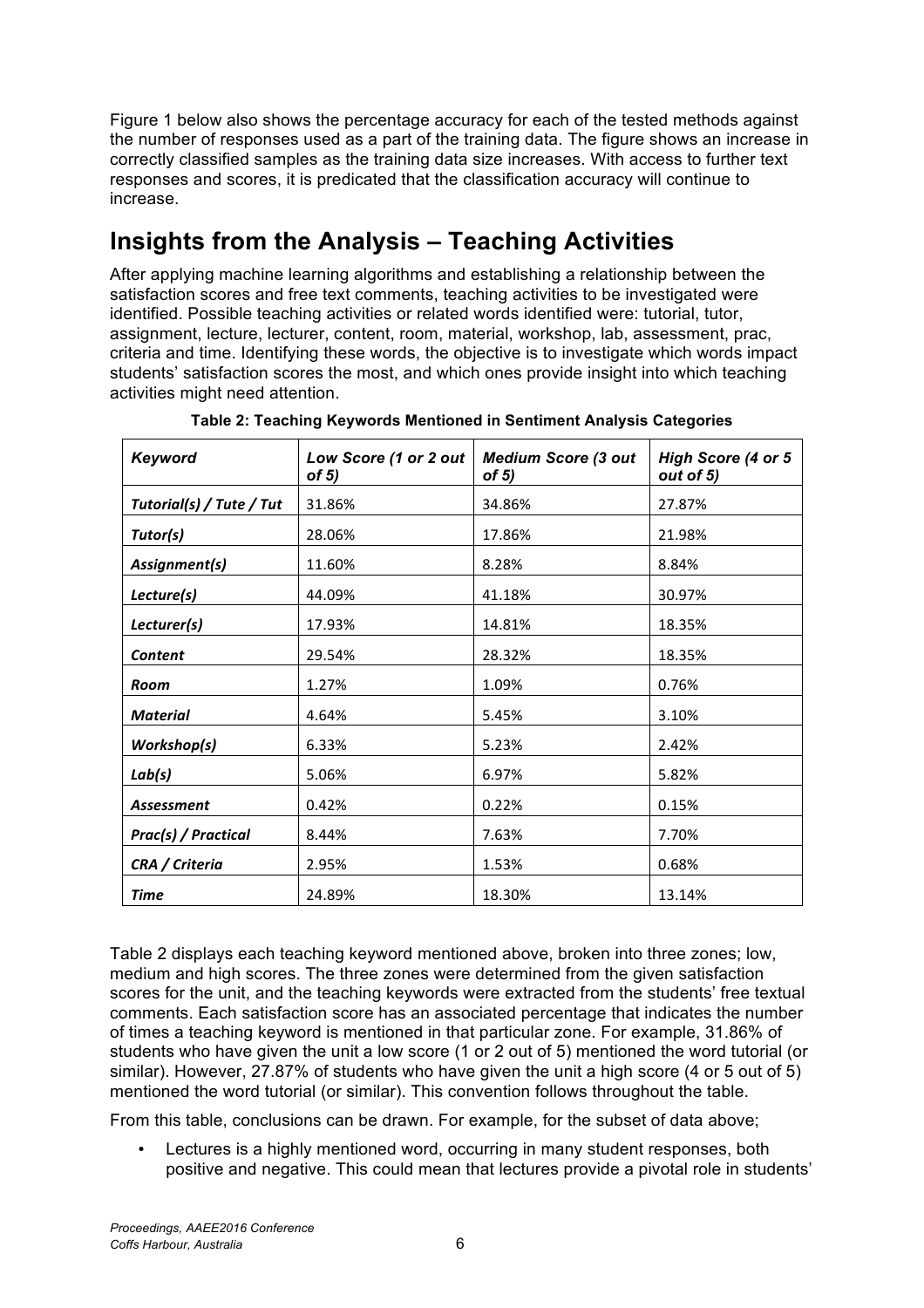Figure 1 below also shows the percentage accuracy for each of the tested methods against the number of responses used as a part of the training data. The figure shows an increase in correctly classified samples as the training data size increases. With access to further text responses and scores, it is predicated that the classification accuracy will continue to increase.

## Insights from the Analysis – Teaching Activities

After applying machine learning algorithms and establishing a relationship between the satisfaction scores and free text comments, teaching activities to be investigated were identified. Possible teaching activities or related words identified were: tutorial, tutor, assignment, lecture, lecturer, content, room, material, workshop, lab, assessment, prac, criteria and time. Identifying these words, the objective is to investigate which words impact students' satisfaction scores the most, and which ones provide insight into which teaching activities might need attention.

**Table 2: Teaching Keywords Mentioned in Sentiment Analysis Categories**

| *Keyword* | *Low Score (1 or 2 out of 5)* | *Medium Score (3 out of 5)* | *High Score (4 or 5 out of 5)* |
|---|---|---|---|
| ***Tutorial(s) / Tute / Tut*** | 31.86% | 34.86% | 27.87% |
| ***Tutor(s)*** | 28.06% | 17.86% | 21.98% |
| ***Assignment(s)*** | 11.60% | 8.28% | 8.84% |
| ***Lecture(s)*** | 44.09% | 41.18% | 30.97% |
| ***Lecturer(s)*** | 17.93% | 14.81% | 18.35% |
| ***Content*** | 29.54% | 28.32% | 18.35% |
| ***Room*** | 1.27% | 1.09% | 0.76% |
| ***Material*** | 4.64% | 5.45% | 3.10% |
| ***Workshop(s)*** | 6.33% | 5.23% | 2.42% |
| ***Lab(s)*** | 5.06% | 6.97% | 5.82% |
| ***Assessment*** | 0.42% | 0.22% | 0.15% |
| ***Prac(s) / Practical*** | 8.44% | 7.63% | 7.70% |
| ***CRA / Criteria*** | 2.95% | 1.53% | 0.68% |
| ***Time*** | 24.89% | 18.30% | 13.14% |

Table 2 displays each teaching keyword mentioned above, broken into three zones; low, medium and high scores. The three zones were determined from the given satisfaction scores for the unit, and the teaching keywords were extracted from the students' free textual comments. Each satisfaction score has an associated percentage that indicates the number of times a teaching keyword is mentioned in that particular zone. For example, 31.86% of students who have given the unit a low score (1 or 2 out of 5) mentioned the word tutorial (or similar). However, 27.87% of students who have given the unit a high score (4 or 5 out of 5) mentioned the word tutorial (or similar). This convention follows throughout the table.

From this table, conclusions can be drawn. For example, for the subset of data above;

- Lectures is a highly mentioned word, occurring in many student responses, both positive and negative. This could mean that lectures provide a pivotal role in students'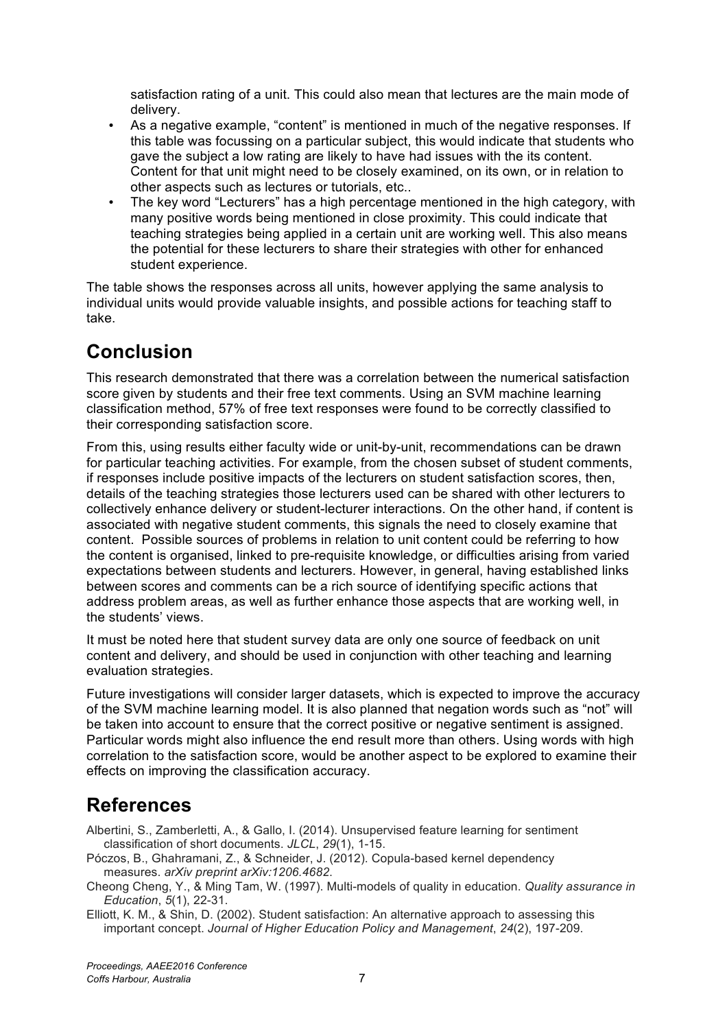satisfaction rating of a unit. This could also mean that lectures are the main mode of delivery.

- As a negative example, "content" is mentioned in much of the negative responses. If this table was focussing on a particular subject, this would indicate that students who gave the subject a low rating are likely to have had issues with the its content. Content for that unit might need to be closely examined, on its own, or in relation to other aspects such as lectures or tutorials, etc..
- The key word "Lecturers" has a high percentage mentioned in the high category, with many positive words being mentioned in close proximity. This could indicate that teaching strategies being applied in a certain unit are working well. This also means the potential for these lecturers to share their strategies with other for enhanced student experience.

The table shows the responses across all units, however applying the same analysis to individual units would provide valuable insights, and possible actions for teaching staff to take.

# Conclusion

This research demonstrated that there was a correlation between the numerical satisfaction score given by students and their free text comments. Using an SVM machine learning classification method, 57% of free text responses were found to be correctly classified to their corresponding satisfaction score.

From this, using results either faculty wide or unit-by-unit, recommendations can be drawn for particular teaching activities. For example, from the chosen subset of student comments, if responses include positive impacts of the lecturers on student satisfaction scores, then, details of the teaching strategies those lecturers used can be shared with other lecturers to collectively enhance delivery or student-lecturer interactions. On the other hand, if content is associated with negative student comments, this signals the need to closely examine that content. Possible sources of problems in relation to unit content could be referring to how the content is organised, linked to pre-requisite knowledge, or difficulties arising from varied expectations between students and lecturers. However, in general, having established links between scores and comments can be a rich source of identifying specific actions that address problem areas, as well as further enhance those aspects that are working well, in the students' views.

It must be noted here that student survey data are only one source of feedback on unit content and delivery, and should be used in conjunction with other teaching and learning evaluation strategies.

Future investigations will consider larger datasets, which is expected to improve the accuracy of the SVM machine learning model. It is also planned that negation words such as "not" will be taken into account to ensure that the correct positive or negative sentiment is assigned. Particular words might also influence the end result more than others. Using words with high correlation to the satisfaction score, would be another aspect to be explored to examine their effects on improving the classification accuracy.

# References

Albertini, S., Zamberletti, A., & Gallo, I. (2014). Unsupervised feature learning for sentiment classification of short documents. *JLCL*, *29*(1), 1-15.

Póczos, B., Ghahramani, Z., & Schneider, J. (2012). Copula-based kernel dependency measures. *arXiv preprint arXiv:1206.4682*.

Cheong Cheng, Y., & Ming Tam, W. (1997). Multi-models of quality in education. *Quality assurance in Education*, *5*(1), 22-31.

Elliott, K. M., & Shin, D. (2002). Student satisfaction: An alternative approach to assessing this important concept. *Journal of Higher Education Policy and Management*, *24*(2), 197-209.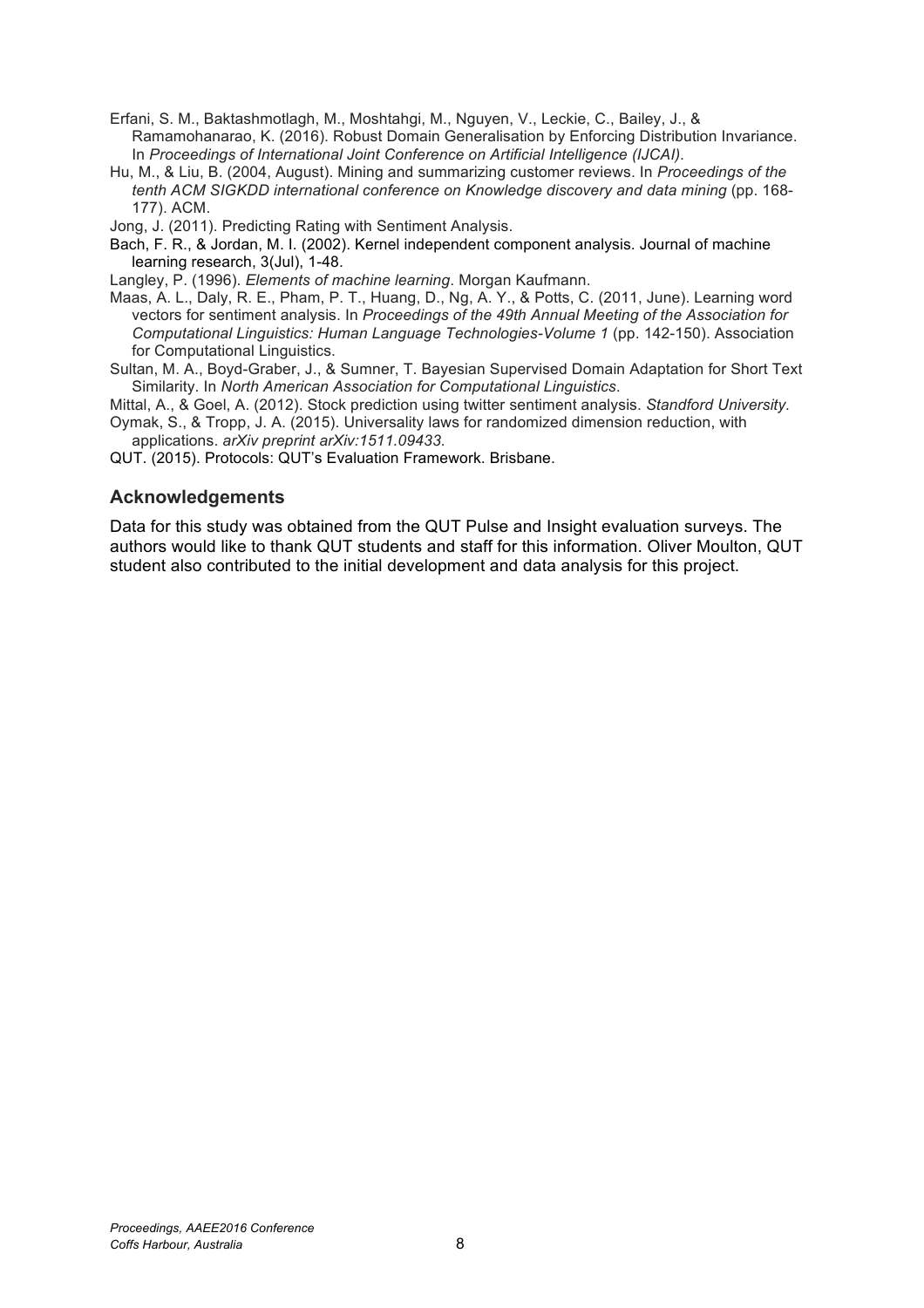Erfani, S. M., Baktashmotlagh, M., Moshtahgi, M., Nguyen, V., Leckie, C., Bailey, J., & Ramamohanarao, K. (2016). Robust Domain Generalisation by Enforcing Distribution Invariance. In *Proceedings of International Joint Conference on Artificial Intelligence (IJCAI)*.

Hu, M., & Liu, B. (2004, August). Mining and summarizing customer reviews. In *Proceedings of the tenth ACM SIGKDD international conference on Knowledge discovery and data mining* (pp. 168-177). ACM.

Jong, J. (2011). Predicting Rating with Sentiment Analysis.

Bach, F. R., & Jordan, M. I. (2002). Kernel independent component analysis. Journal of machine learning research, 3(Jul), 1-48.

Langley, P. (1996). *Elements of machine learning*. Morgan Kaufmann.

Maas, A. L., Daly, R. E., Pham, P. T., Huang, D., Ng, A. Y., & Potts, C. (2011, June). Learning word vectors for sentiment analysis. In *Proceedings of the 49th Annual Meeting of the Association for Computational Linguistics: Human Language Technologies-Volume 1* (pp. 142-150). Association for Computational Linguistics.

Sultan, M. A., Boyd-Graber, J., & Sumner, T. Bayesian Supervised Domain Adaptation for Short Text Similarity. In *North American Association for Computational Linguistics*.

Mittal, A., & Goel, A. (2012). Stock prediction using twitter sentiment analysis. *Standford University*.

Oymak, S., & Tropp, J. A. (2015). Universality laws for randomized dimension reduction, with applications. *arXiv preprint arXiv:1511.09433*.

QUT. (2015). Protocols: QUT's Evaluation Framework. Brisbane.

## Acknowledgements

Data for this study was obtained from the QUT Pulse and Insight evaluation surveys. The authors would like to thank QUT students and staff for this information. Oliver Moulton, QUT student also contributed to the initial development and data analysis for this project.